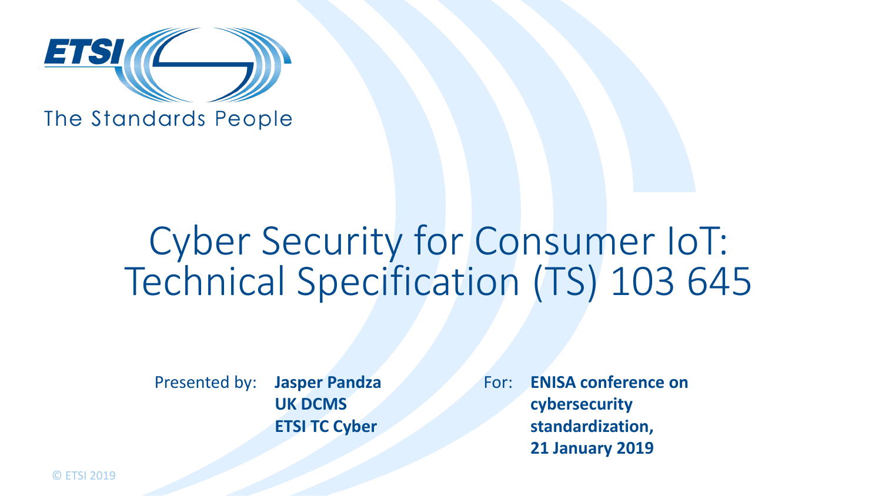ETSI

The Standards People

# Cyber Security for Consumer IoT: Technical Specification (TS) 103 645

Presented by: **Jasper Pandza**
**UK DCMS**
**ETSI TC Cyber**

For: **ENISA conference on cybersecurity standardization, 21 January 2019**

© ETSI 2019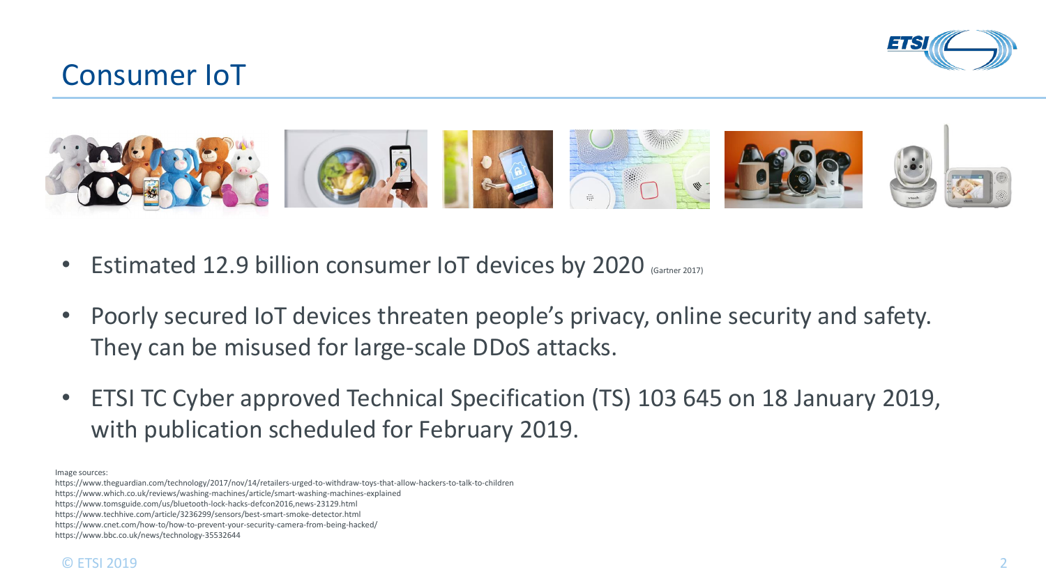# Consumer IoT

- Estimated 12.9 billion consumer IoT devices by 2020 (Gartner 2017)
- Poorly secured IoT devices threaten people's privacy, online security and safety. They can be misused for large-scale DDoS attacks.
- ETSI TC Cyber approved Technical Specification (TS) 103 645 on 18 January 2019, with publication scheduled for February 2019.

Image sources:
https://www.theguardian.com/technology/2017/nov/14/retailers-urged-to-withdraw-toys-that-allow-hackers-to-talk-to-children
https://www.which.co.uk/reviews/washing-machines/article/smart-washing-machines-explained
https://www.tomsguide.com/us/bluetooth-lock-hacks-defcon2016,news-23129.html
https://www.techhive.com/article/3236299/sensors/best-smart-smoke-detector.html
https://www.cnet.com/how-to/how-to-prevent-your-security-camera-from-being-hacked/
https://www.bbc.co.uk/news/technology-35532644

© ETSI 2019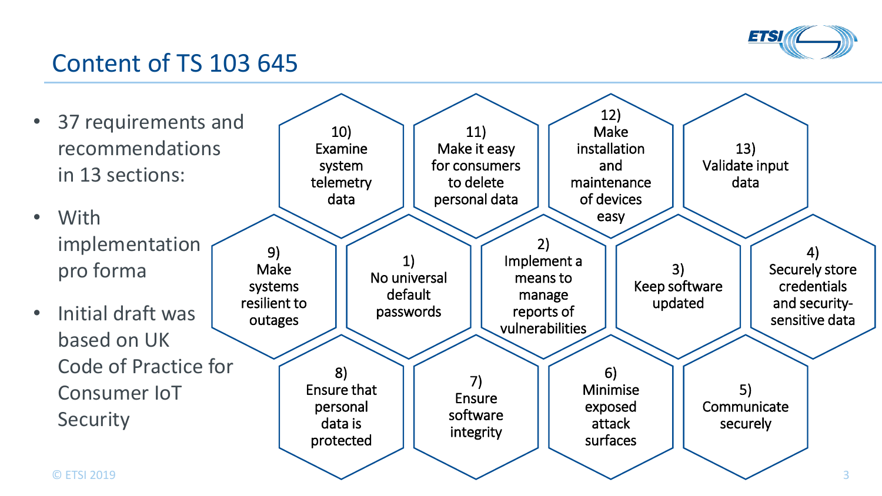# Content of TS 103 645

- 37 requirements and recommendations in 13 sections:
- With implementation pro forma
- Initial draft was based on UK Code of Practice for Consumer IoT Security

1) No universal default passwords
2) Implement a means to manage reports of vulnerabilities
3) Keep software updated
4) Securely store credentials and security-sensitive data
5) Communicate securely
6) Minimise exposed attack surfaces
7) Ensure software integrity
8) Ensure that personal data is protected
9) Make systems resilient to outages
10) Examine system telemetry data
11) Make it easy for consumers to delete personal data
12) Make installation and maintenance of devices easy
13) Validate input data

© ETSI 2019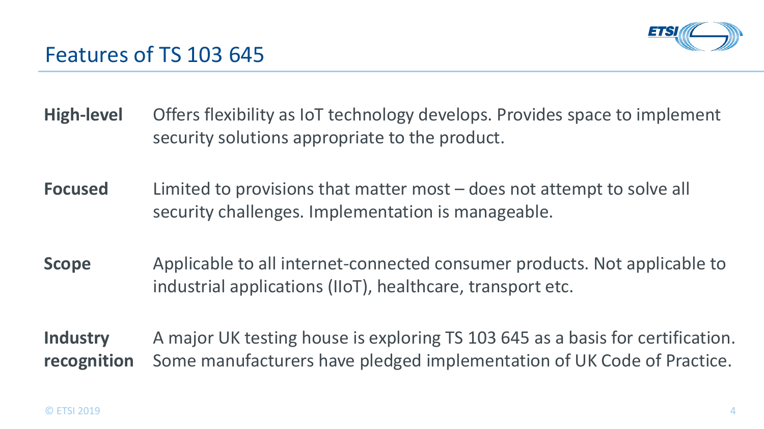# Features of TS 103 645

**High-level** Offers flexibility as IoT technology develops. Provides space to implement security solutions appropriate to the product.

**Focused** Limited to provisions that matter most – does not attempt to solve all security challenges. Implementation is manageable.

**Scope** Applicable to all internet-connected consumer products. Not applicable to industrial applications (IIoT), healthcare, transport etc.

**Industry recognition** A major UK testing house is exploring TS 103 645 as a basis for certification. Some manufacturers have pledged implementation of UK Code of Practice.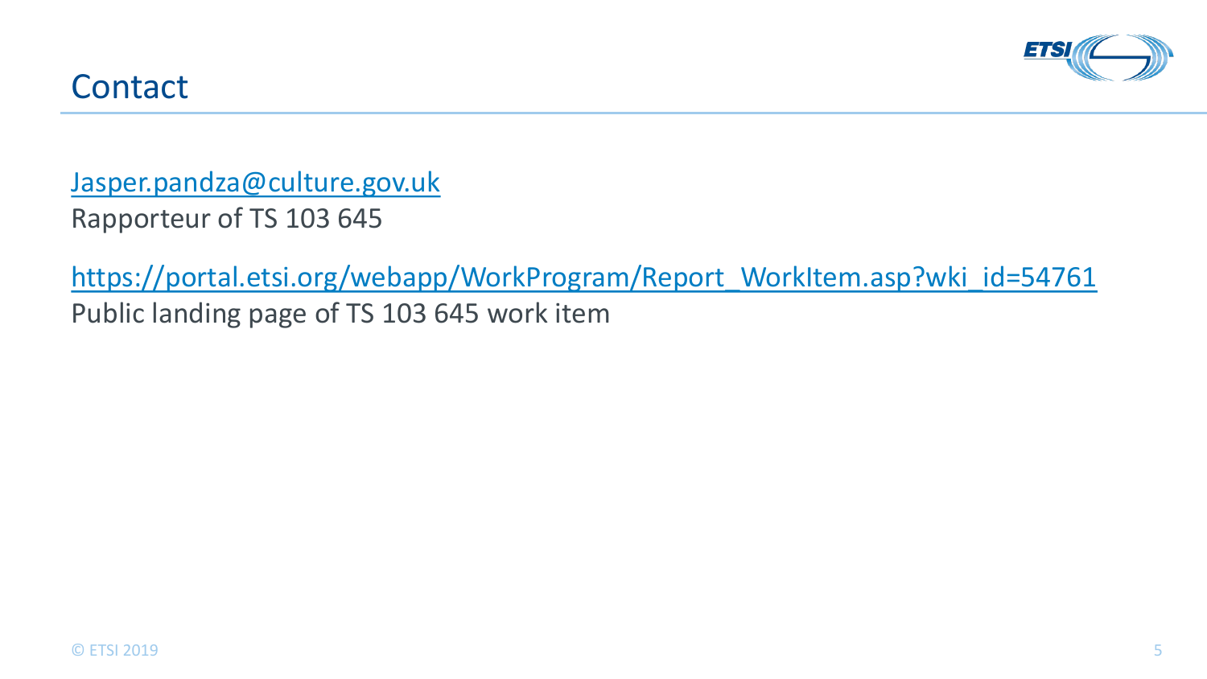# Contact

[Jasper.pandza@culture.gov.uk](mailto:Jasper.pandza@culture.gov.uk)
Rapporteur of TS 103 645

[https://portal.etsi.org/webapp/WorkProgram/Report_WorkItem.asp?wki_id=54761](https://portal.etsi.org/webapp/WorkProgram/Report_WorkItem.asp?wki_id=54761)
Public landing page of TS 103 645 work item